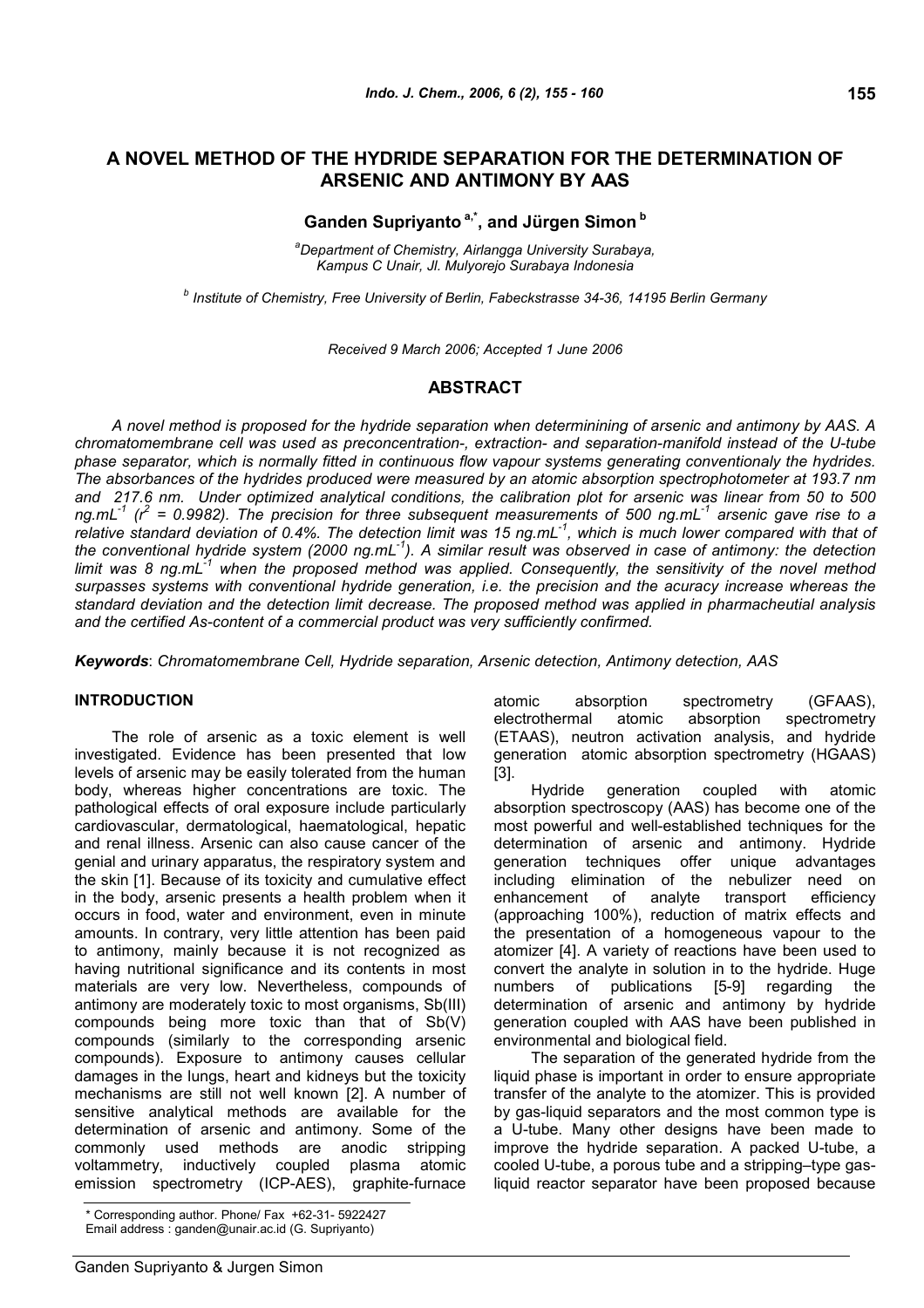# A NOVEL METHOD OF THE HYDRIDE SEPARATION FOR THE DETERMINATION OF ARSENIC AND ANTIMONY BY AAS

**Ganden Supriyanto [a,*], and Jürgen Simon [b]**

[a] *Department of Chemistry, Airlangga University Surabaya, Kampus C Unair, Jl. Mulyorejo Surabaya Indonesia*

[b] *Institute of Chemistry, Free University of Berlin, Fabeckstrasse 34-36, 14195 Berlin Germany*

*Received 9 March 2006; Accepted 1 June 2006*

## ABSTRACT

*A novel method is proposed for the hydride separation when determinining of arsenic and antimony by AAS. A chromatomembrane cell was used as preconcentration-, extraction- and separation-manifold instead of the U-tube phase separator, which is normally fitted in continuous flow vapour systems generating conventionaly the hydrides. The absorbances of the hydrides produced were measured by an atomic absorption spectrophotometer at 193.7 nm and 217.6 nm. Under optimized analytical conditions, the calibration plot for arsenic was linear from 50 to 500 ng.mL$^{-1}$ ($r^2$ = 0.9982). The precision for three subsequent measurements of 500 ng.mL$^{-1}$ arsenic gave rise to a relative standard deviation of 0.4%. The detection limit was 15 ng.mL$^{-1}$, which is much lower compared with that of the conventional hydride system (2000 ng.mL$^{-1}$). A similar result was observed in case of antimony: the detection limit was 8 ng.mL$^{-1}$ when the proposed method was applied. Consequently, the sensitivity of the novel method surpasses systems with conventional hydride generation, i.e. the precision and the acuracy increase whereas the standard deviation and the detection limit decrease. The proposed method was applied in pharmaceutial analysis and the certified As-content of a commercial product was very sufficiently confirmed.*

***Keywords***: *Chromatomembrane Cell, Hydride separation, Arsenic detection, Antimony detection, AAS*

## INTRODUCTION

The role of arsenic as a toxic element is well investigated. Evidence has been presented that low levels of arsenic may be easily tolerated from the human body, whereas higher concentrations are toxic. The pathological effects of oral exposure include particularly cardiovascular, dermatological, haematological, hepatic and renal illness. Arsenic can also cause cancer of the genial and urinary apparatus, the respiratory system and the skin [1]. Because of its toxicity and cumulative effect in the body, arsenic presents a health problem when it occurs in food, water and environment, even in minute amounts. In contrary, very little attention has been paid to antimony, mainly because it is not recognized as having nutritional significance and its contents in most materials are very low. Nevertheless, compounds of antimony are moderately toxic to most organisms, Sb(III) compounds being more toxic than that of Sb(V) compounds (similarly to the corresponding arsenic compounds). Exposure to antimony causes cellular damages in the lungs, heart and kidneys but the toxicity mechanisms are still not well known [2]. A number of sensitive analytical methods are available for the determination of arsenic and antimony. Some of the commonly used methods are anodic stripping voltammetry, inductively coupled plasma atomic emission spectrometry (ICP-AES), graphite-furnace atomic absorption spectrometry (GFAAS), electrothermal atomic absorption spectrometry (ETAAS), neutron activation analysis, and hydride generation atomic absorption spectrometry (HGAAS) [3].

Hydride generation coupled with atomic absorption spectroscopy (AAS) has become one of the most powerful and well-established techniques for the determination of arsenic and antimony. Hydride generation techniques offer unique advantages including elimination of the nebulizer need on enhancement of analyte transport efficiency (approaching 100%), reduction of matrix effects and the presentation of a homogeneous vapour to the atomizer [4]. A variety of reactions have been used to convert the analyte in solution in to the hydride. Huge numbers of publications [5-9] regarding the determination of arsenic and antimony by hydride generation coupled with AAS have been published in environmental and biological field.

The separation of the generated hydride from the liquid phase is important in order to ensure appropriate transfer of the analyte to the atomizer. This is provided by gas-liquid separators and the most common type is a U-tube. Many other designs have been made to improve the hydride separation. A packed U-tube, a cooled U-tube, a porous tube and a stripping–type gas-liquid reactor separator have been proposed because

\* Corresponding author. Phone/ Fax +62-31- 5922427
Email address : ganden@unair.ac.id (G. Supriyanto)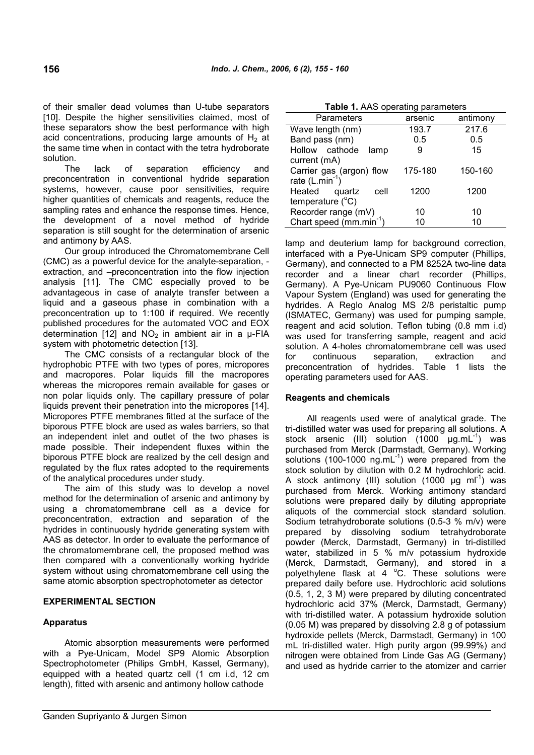of their smaller dead volumes than U-tube separators [10]. Despite the higher sensitivities claimed, most of these separators show the best performance with high acid concentrations, producing large amounts of $H_2$ at the same time when in contact with the tetra hydroborate solution.

The lack of separation efficiency and preconcentration in conventional hydride separation systems, however, cause poor sensitivities, require higher quantities of chemicals and reagents, reduce the sampling rates and enhance the response times. Hence, the development of a novel method of hydride separation is still sought for the determination of arsenic and antimony by AAS.

Our group introduced the Chromatomembrane Cell (CMC) as a powerful device for the analyte-separation, -extraction, and –preconcentration into the flow injection analysis [11]. The CMC especially proved to be advantageous in case of analyte transfer between a liquid and a gaseous phase in combination with a preconcentration up to 1:100 if required. We recently published procedures for the automated VOC and EOX determination [12] and $NO_2$ in ambient air in a μ-FIA system with photometric detection [13].

The CMC consists of a rectangular block of the hydrophobic PTFE with two types of pores, micropores and macropores. Polar liquids fill the macropores whereas the micropores remain available for gases or non polar liquids only. The capillary pressure of polar liquids prevent their penetration into the micropores [14]. Micropores PTFE membranes fitted at the surface of the biporous PTFE block are used as wales barriers, so that an independent inlet and outlet of the two phases is made possible. Their independent fluxes within the biporous PTFE block are realized by the cell design and regulated by the flux rates adopted to the requirements of the analytical procedures under study.

The aim of this study was to develop a novel method for the determination of arsenic and antimony by using a chromatomembrane cell as a device for preconcentration, extraction and separation of the hydrides in continuously hydride generating system with AAS as detector. In order to evaluate the performance of the chromatomembrane cell, the proposed method was then compared with a conventionally working hydride system without using chromatomembrane cell using the same atomic absorption spectrophotometer as detector

## EXPERIMENTAL SECTION

### Apparatus

Atomic absorption measurements were performed with a Pye-Unicam, Model SP9 Atomic Absorption Spectrophotometer (Philips GmbH, Kassel, Germany), equipped with a heated quartz cell (1 cm i.d, 12 cm length), fitted with arsenic and antimony hollow cathode lamp and deuterium lamp for background correction, interfaced with a Pye-Unicam SP9 computer (Phillips, Germany), and connected to a PM 8252A two-line data recorder and a linear chart recorder (Phillips, Germany). A Pye-Unicam PU9060 Continuous Flow Vapour System (England) was used for generating the hydrides. A Reglo Analog MS 2/8 peristaltic pump (ISMATEC, Germany) was used for pumping sample, reagent and acid solution. Teflon tubing (0.8 mm i.d) was used for transferring sample, reagent and acid solution. A 4-holes chromatomembrane cell was used for continuous separation, extraction and preconcentration of hydrides. Table 1 lists the operating parameters used for AAS.

**Table 1.** AAS operating parameters

| Parameters | arsenic | antimony |
|---|---|---|
| Wave length (nm) | 193.7 | 217.6 |
| Band pass (nm) | 0.5 | 0.5 |
| Hollow cathode lamp current (mA) | 9 | 15 |
| Carrier gas (argon) flow rate ($L.min^{-1}$) | 175-180 | 150-160 |
| Heated quartz cell temperature ($^oC$) | 1200 | 1200 |
| Recorder range (mV) | 10 | 10 |
| Chart speed ($mm.min^{-1}$) | 10 | 10 |

### Reagents and chemicals

All reagents used were of analytical grade. The tri-distilled water was used for preparing all solutions. A stock arsenic (III) solution (1000 $\mu g.mL^{-1}$) was purchased from Merck (Darmstadt, Germany). Working solutions (100-1000 $ng.mL^{-1}$) were prepared from the stock solution by dilution with 0.2 M hydrochloric acid. A stock antimony (III) solution (1000 $\mu g\ ml^{-1}$) was purchased from Merck. Working antimony standard solutions were prepared daily by diluting appropriate aliquots of the commercial stock standard solution. Sodium tetrahydroborate solutions (0.5-3 % m/v) were prepared by dissolving sodium tetrahydroborate powder (Merck, Darmstadt, Germany) in tri-distilled water, stabilized in 5 % m/v potassium hydroxide (Merck, Darmstadt, Germany), and stored in a polyethylene flask at 4 $^oC$. These solutions were prepared daily before use. Hydrochloric acid solutions (0.5, 1, 2, 3 M) were prepared by diluting concentrated hydrochloric acid 37% (Merck, Darmstadt, Germany) with tri-distilled water. A potassium hydroxide solution (0.05 M) was prepared by dissolving 2.8 g of potassium hydroxide pellets (Merck, Darmstadt, Germany) in 100 mL tri-distilled water. High purity argon (99.99%) and nitrogen were obtained from Linde Gas AG (Germany) and used as hydride carrier to the atomizer and carrier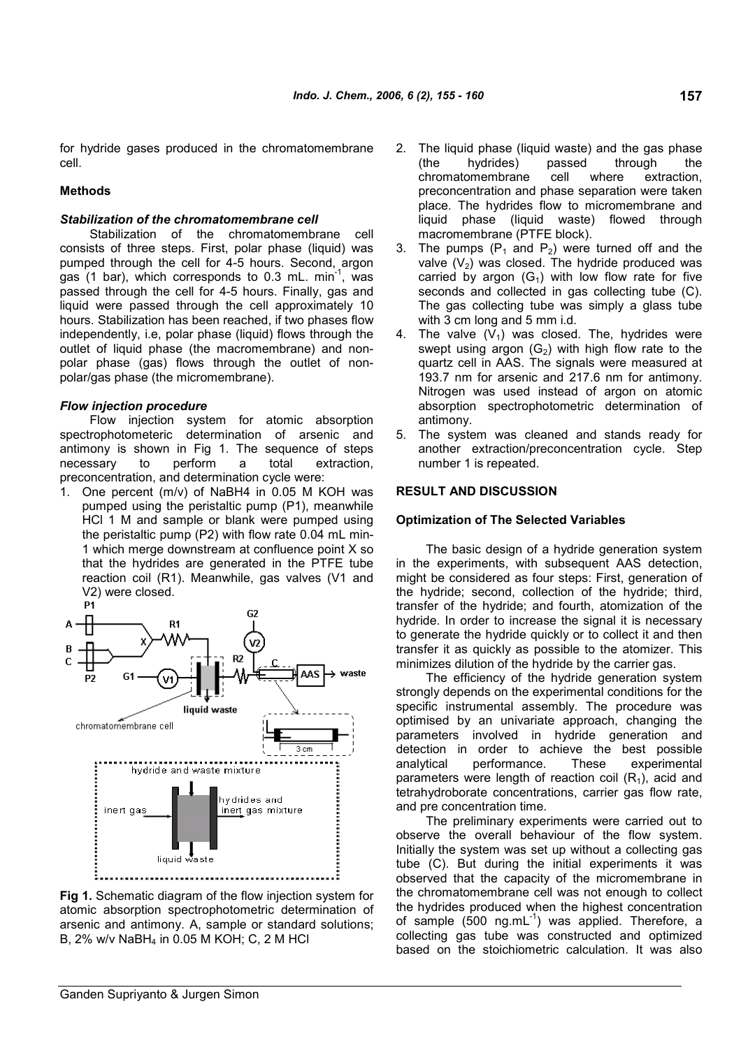for hydride gases produced in the chromatomembrane cell.

### Methods

#### *Stabilization of the chromatomembrane cell*

Stabilization of the chromatomembrane cell consists of three steps. First, polar phase (liquid) was pumped through the cell for 4-5 hours. Second, argon gas (1 bar), which corresponds to 0.3 mL. min$^{-1}$, was passed through the cell for 4-5 hours. Finally, gas and liquid were passed through the cell approximately 10 hours. Stabilization has been reached, if two phases flow independently, i.e, polar phase (liquid) flows through the outlet of liquid phase (the macromembrane) and non-polar phase (gas) flows through the outlet of non-polar/gas phase (the micromembrane).

#### *Flow injection procedure*

Flow injection system for atomic absorption spectrophotometeric determination of arsenic and antimony is shown in Fig 1. The sequence of steps necessary to perform a total extraction, preconcentration, and determination cycle were:

1. One percent (m/v) of NaBH4 in 0.05 M KOH was pumped using the peristaltic pump (P1), meanwhile HCl 1 M and sample or blank were pumped using the peristaltic pump (P2) with flow rate 0.04 mL min-1 which merge downstream at confluence point X so that the hydrides are generated in the PTFE tube reaction coil (R1). Meanwhile, gas valves (V1 and V2) were closed.

P1
A
B
C
P2
R1
X
G1
V1
G2
V2
R2
C
AAS
waste
liquid waste
chromatomembrane cell
3 cm
hydride and waste mixture
inert gas
hydrides and inert gas mixture
liquid waste

**Fig 1.** Schematic diagram of the flow injection system for atomic absorption spectrophotometric determination of arsenic and antimony. A, sample or standard solutions; B, 2% w/v $NaBH_4$ in 0.05 M KOH; C, 2 M HCl

2. The liquid phase (liquid waste) and the gas phase (the hydrides) passed through the chromatomembrane cell where extraction, preconcentration and phase separation were taken place. The hydrides flow to micromembrane and liquid phase (liquid waste) flowed through macromembrane (PTFE block).
3. The pumps ($P_1$ and $P_2$) were turned off and the valve ($V_2$) was closed. The hydride produced was carried by argon ($G_1$) with low flow rate for five seconds and collected in gas collecting tube (C). The gas collecting tube was simply a glass tube with 3 cm long and 5 mm i.d.
4. The valve ($V_1$) was closed. The, hydrides were swept using argon ($G_2$) with high flow rate to the quartz cell in AAS. The signals were measured at 193.7 nm for arsenic and 217.6 nm for antimony. Nitrogen was used instead of argon on atomic absorption spectrophotometric determination of antimony.
5. The system was cleaned and stands ready for another extraction/preconcentration cycle. Step number 1 is repeated.

## RESULT AND DISCUSSION

### Optimization of The Selected Variables

The basic design of a hydride generation system in the experiments, with subsequent AAS detection, might be considered as four steps: First, generation of the hydride; second, collection of the hydride; third, transfer of the hydride; and fourth, atomization of the hydride. In order to increase the signal it is necessary to generate the hydride quickly or to collect it and then transfer it as quickly as possible to the atomizer. This minimizes dilution of the hydride by the carrier gas.

The efficiency of the hydride generation system strongly depends on the experimental conditions for the specific instrumental assembly. The procedure was optimised by an univariate approach, changing the parameters involved in hydride generation and detection in order to achieve the best possible analytical performance. These experimental parameters were length of reaction coil ($R_1$), acid and tetrahydroborate concentrations, carrier gas flow rate, and pre concentration time.

The preliminary experiments were carried out to observe the overall behaviour of the flow system. Initially the system was set up without a collecting gas tube (C). But during the initial experiments it was observed that the capacity of the micromembrane in the chromatomembrane cell was not enough to collect the hydrides produced when the highest concentration of sample (500 ng.mL$^{-1}$) was applied. Therefore, a collecting gas tube was constructed and optimized based on the stoichiometric calculation. It was also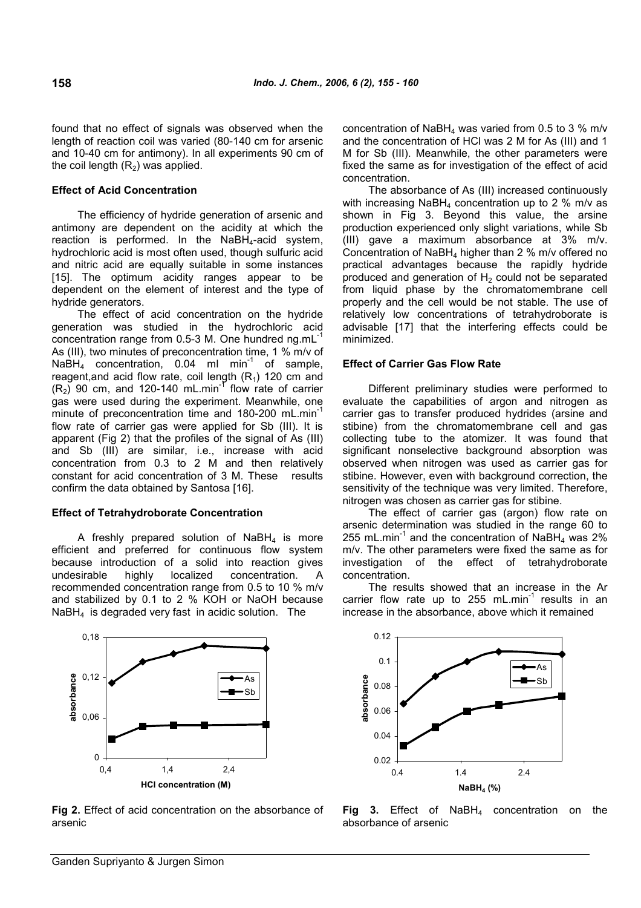found that no effect of signals was observed when the length of reaction coil was varied (80-140 cm for arsenic and 10-40 cm for antimony). In all experiments 90 cm of the coil length ($R_2$) was applied.

### Effect of Acid Concentration

The efficiency of hydride generation of arsenic and antimony are dependent on the acidity at which the reaction is performed. In the $NaBH_4$-acid system, hydrochloric acid is most often used, though sulfuric acid and nitric acid are equally suitable in some instances [15]. The optimum acidity ranges appear to be dependent on the element of interest and the type of hydride generators.

The effect of acid concentration on the hydride generation was studied in the hydrochloric acid concentration range from 0.5-3 M. One hundred ng.mL$^{-1}$ As (III), two minutes of preconcentration time, 1 % m/v of $NaBH_4$ concentration, 0.04 ml min$^{-1}$ of sample, reagent,and acid flow rate, coil length ($R_1$) 120 cm and ($R_2$) 90 cm, and 120-140 mL.min$^{-1}$ flow rate of carrier gas were used during the experiment. Meanwhile, one minute of preconcentration time and 180-200 mL.min$^{-1}$ flow rate of carrier gas were applied for Sb (III). It is apparent (Fig 2) that the profiles of the signal of As (III) and Sb (III) are similar, i.e., increase with acid concentration from 0.3 to 2 M and then relatively constant for acid concentration of 3 M. These results confirm the data obtained by Santosa [16].

0,18
0,12
0,06
0
absorbance
As
Sb
0,4
1,4
2,4
HCl concentration (M)

**Fig 2.** Effect of acid concentration on the absorbance of arsenic

### Effect of Tetrahydroborate Concentration

A freshly prepared solution of $NaBH_4$ is more efficient and preferred for continuous flow system because introduction of a solid into reaction gives undesirable highly localized concentration. A recommended concentration range from 0.5 to 10 % m/v and stabilized by 0.1 to 2 % KOH or NaOH because $NaBH_4$ is degraded very fast in acidic solution. The concentration of $NaBH_4$ was varied from 0.5 to 3 % m/v and the concentration of HCl was 2 M for As (III) and 1 M for Sb (III). Meanwhile, the other parameters were fixed the same as for investigation of the effect of acid concentration.

The absorbance of As (III) increased continuously with increasing $NaBH_4$ concentration up to 2 % m/v as shown in Fig 3. Beyond this value, the arsine production experienced only slight variations, while Sb (III) gave a maximum absorbance at 3% m/v. Concentration of $NaBH_4$ higher than 2 % m/v offered no practical advantages because the rapidly hydride produced and generation of $H_2$ could not be separated from liquid phase by the chromatomembrane cell properly and the cell would be not stable. The use of relatively low concentrations of tetrahydroborate is advisable [17] that the interfering effects could be minimized.

### Effect of Carrier Gas Flow Rate

Different preliminary studies were performed to evaluate the capabilities of argon and nitrogen as carrier gas to transfer produced hydrides (arsine and stibine) from the chromatomembrane cell and gas collecting tube to the atomizer. It was found that significant nonselective background absorption was observed when nitrogen was used as carrier gas for stibine. However, even with background correction, the sensitivity of the technique was very limited. Therefore, nitrogen was chosen as carrier gas for stibine.

The effect of carrier gas (argon) flow rate on arsenic determination was studied in the range 60 to 255 mL.min$^{-1}$ and the concentration of $NaBH_4$ was 2% m/v. The other parameters were fixed the same as for investigation of the effect of tetrahydroborate concentration.

The results showed that an increase in the Ar carrier flow rate up to 255 mL.min$^{-1}$ results in an increase in the absorbance, above which it remained

0.12
0.1
0.08
0.06
0.04
0.02
absorbance
As
Sb
0.4
1.4
2.4
$NaBH_4$ (%)

**Fig 3.** Effect of $NaBH_4$ concentration on the absorbance of arsenic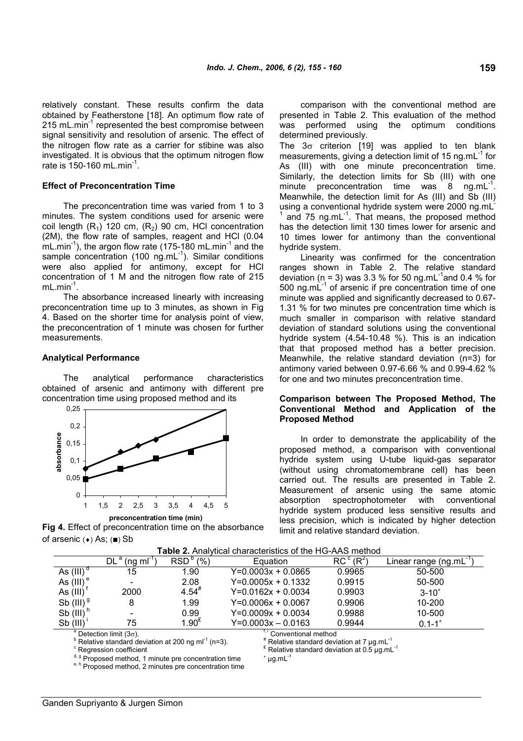relatively constant. These results confirm the data obtained by Featherstone [18]. An optimum flow rate of 215 mL.min$^{-1}$ represented the best compromise between signal sensitivity and resolution of arsenic. The effect of the nitrogen flow rate as a carrier for stibine was also investigated. It is obvious that the optimum nitrogen flow rate is 150-160 mL.min$^{-1}$.

### Effect of Preconcentration Time

The preconcentration time was varied from 1 to 3 minutes. The system conditions used for arsenic were coil length ($R_1$) 120 cm, ($R_2$) 90 cm, HCl concentration (2M), the flow rate of samples, reagent and HCl (0.04 mL.min$^{-1}$), the argon flow rate (175-180 mL.min$^{-1}$ and the sample concentration (100 ng.mL$^{-1}$). Similar conditions were also applied for antimony, except for HCl concentration of 1 M and the nitrogen flow rate of 215 mL.min$^{-1}$.

The absorbance increased linearly with increasing preconcentration time up to 3 minutes, as shown in Fig 4. Based on the shorter time for analysis point of view, the preconcentration of 1 minute was chosen for further measurements.

### Analytical Performance

The analytical performance characteristics obtained of arsenic and antimony with different pre concentration time using proposed method and its comparison with the conventional method are presented in Table 2. This evaluation of the method was performed using the optimum conditions determined previously.

**Fig 4.** Effect of preconcentration time on the absorbance of arsenic (♦) As; (■) Sb

The 3σ criterion [19] was applied to ten blank measurements, giving a detection limit of 15 ng.mL$^{-1}$ for As (III) with one minute preconcentration time. Similarly, the detection limits for Sb (III) with one minute preconcentration time was 8 ng.mL$^{-1}$. Meanwhile, the detection limit for As (III) and Sb (III) using a conventional hydride system were 2000 ng.mL$^{-1}$ and 75 ng.mL$^{-1}$. That means, the proposed method has the detection limit 130 times lower for arsenic and 10 times lower for antimony than the conventional hydride system.

Linearity was confirmed for the concentration ranges shown in Table 2. The relative standard deviation (n = 3) was 3.3 % for 50 ng.mL$^{-1}$and 0.4 % for 500 ng.mL$^{-1}$ of arsenic if pre concentration time of one minute was applied and significantly decreased to 0.67-1.31 % for two minutes pre concentration time which is much smaller in comparison with relative standard deviation of standard solutions using the conventional hydride system (4.54-10.48 %). This is an indication that that proposed method has a better precision. Meanwhile, the relative standard deviation (n=3) for antimony varied between 0.97-6.66 % and 0.99-4.62 % for one and two minutes preconcentration time.

### Comparison between The Proposed Method, The Conventional Method and Application of the Proposed Method

In order to demonstrate the applicability of the proposed method, a comparison with conventional hydride system using U-tube liquid-gas separator (without using chromatomembrane cell) has been carried out. The results are presented in Table 2. Measurement of arsenic using the same atomic absorption spectrophotometer with conventional hydride system produced less sensitive results and less precision, which is indicated by higher detection limit and relative standard deviation.

**Table 2.** Analytical characteristics of the HG-AAS method

| | DL [a] (ng ml$^{-1}$) | RSD [b] (%) | Equation | RC [c] ($R^2$) | Linear range (ng.mL$^{-1}$) |
|---|---|---|---|---|---|
| As (III) [d] | 15 | 1.90 | Y=0.0003x + 0.0865 | 0.9965 | 50-500 |
| As (III) [e] | - | 2.08 | Y=0.0005x + 0.1332 | 0.9915 | 50-500 |
| As (III) [f] | 2000 | 4.54[#] | Y=0.0162x + 0.0034 | 0.9903 | 3-10[*] |
| Sb (III) [g] | 8 | 1.99 | Y=0.0006x + 0.0067 | 0.9906 | 10-200 |
| Sb (III) [h] | - | 0.99 | Y=0.0009x + 0.0034 | 0.9988 | 10-500 |
| Sb (III) [i] | 75 | 1.90[£] | Y=0.0003x – 0.0163 | 0.9944 | 0.1-1[*] |

[a] Detection limit (3σ).
[b] Relative standard deviation at 200 ng ml$^{-1}$ (n=3).
[c] Regression coefficient
[d, g] Proposed method, 1 minute pre concentration time
[e, h] Proposed method, 2 minutes pre concentration time
[f, i] Conventional method
[#] Relative standard deviation at 7 µg.mL$^{-1}$
[£] Relative standard deviation at 0.5 µg.mL$^{-1}$
[*] µg.mL$^{-1}$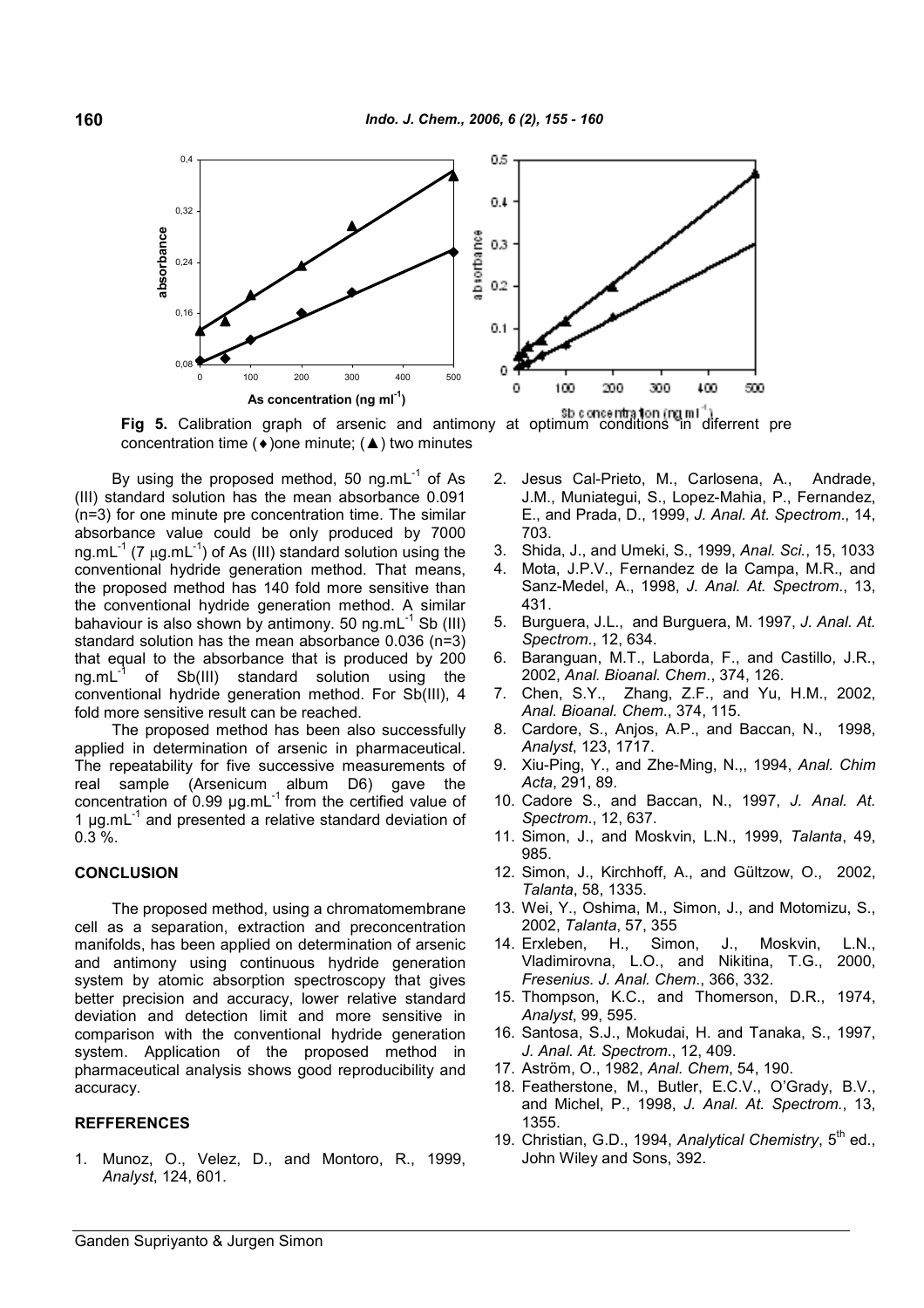0,4
0,32
0,24
0,16
0,08
absorbance
0 100 200 300 400 500
As concentration (ng ml$^{-1}$)

0.5
0.4
0.3
0.2
0.1
0
absorbance
0 100 200 300 400 500
Sb concentration (ng ml$^{-1}$)

**Fig 5.** Calibration graph of arsenic and antimony at optimum conditions in diferrent pre concentration time (♦)one minute; (▲) two minutes

By using the proposed method, 50 ng.mL$^{-1}$ of As (III) standard solution has the mean absorbance 0.091 (n=3) for one minute pre concentration time. The similar absorbance value could be only produced by 7000 ng.mL$^{-1}$ (7 $\mu$g.mL$^{-1}$) of As (III) standard solution using the conventional hydride generation method. That means, the proposed method has 140 fold more sensitive than the conventional hydride generation method. A similar bahaviour is also shown by antimony. 50 ng.mL$^{-1}$ Sb (III) standard solution has the mean absorbance 0.036 (n=3) that equal to the absorbance that is produced by 200 ng.mL$^{-1}$ of Sb(III) standard solution using the conventional hydride generation method. For Sb(III), 4 fold more sensitive result can be reached.

The proposed method has been also successfully applied in determination of arsenic in pharmaceutical. The repeatability for five successive measurements of real sample (Arsenicum album D6) gave the concentration of 0.99 µg.mL$^{-1}$ from the certified value of 1 µg.mL$^{-1}$ and presented a relative standard deviation of 0.3 %.

## CONCLUSION

The proposed method, using a chromatomembrane cell as a separation, extraction and preconcentration manifolds, has been applied on determination of arsenic and antimony using continuous hydride generation system by atomic absorption spectroscopy that gives better precision and accuracy, lower relative standard deviation and detection limit and more sensitive in comparison with the conventional hydride generation system. Application of the proposed method in pharmaceutical analysis shows good reproducibility and accuracy.

## REFFERENCES

1. Munoz, O., Velez, D., and Montoro, R., 1999, *Analyst*, 124, 601.
2. Jesus Cal-Prieto, M., Carlosena, A., Andrade, J.M., Muniategui, S., Lopez-Mahia, P., Fernandez, E., and Prada, D., 1999, *J. Anal. At. Spectrom*., 14, 703.
3. Shida, J., and Umeki, S., 1999, *Anal. Sci.*, 15, 1033
4. Mota, J.P.V., Fernandez de la Campa, M.R., and Sanz-Medel, A., 1998, *J. Anal. At. Spectrom*., 13, 431.
5. Burguera, J.L., and Burguera, M. 1997, *J. Anal. At. Spectrom*., 12, 634.
6. Baranguan, M.T., Laborda, F., and Castillo, J.R., 2002, *Anal. Bioanal. Chem*., 374, 126.
7. Chen, S.Y., Zhang, Z.F., and Yu, H.M., 2002, *Anal. Bioanal. Chem*., 374, 115.
8. Cardore, S., Anjos, A.P., and Baccan, N., 1998, *Analyst*, 123, 1717.
9. Xiu-Ping, Y., and Zhe-Ming, N.,, 1994, *Anal. Chim Acta*, 291, 89.
10. Cadore S., and Baccan, N., 1997, *J. Anal. At. Spectrom*., 12, 637.
11. Simon, J., and Moskvin, L.N., 1999, *Talanta*, 49, 985.
12. Simon, J., Kirchhoff, A., and Gültzow, O., 2002, *Talanta*, 58, 1335.
13. Wei, Y., Oshima, M., Simon, J., and Motomizu, S., 2002, *Talanta*, 57, 355
14. Erxleben, H., Simon, J., Moskvin, L.N., Vladimirovna, L.O., and Nikitina, T.G., 2000, *Fresenius. J. Anal. Chem*., 366, 332.
15. Thompson, K.C., and Thomerson, D.R., 1974, *Analyst*, 99, 595.
16. Santosa, S.J., Mokudai, H. and Tanaka, S., 1997, *J. Anal. At. Spectrom*., 12, 409.
17. Aström, O., 1982, *Anal. Chem*, 54, 190.
18. Featherstone, M., Butler, E.C.V., O'Grady, B.V., and Michel, P., 1998, *J. Anal. At. Spectrom.*, 13, 1355.
19. Christian, G.D., 1994, *Analytical Chemistry*, 5$^{th}$ ed., John Wiley and Sons, 392.